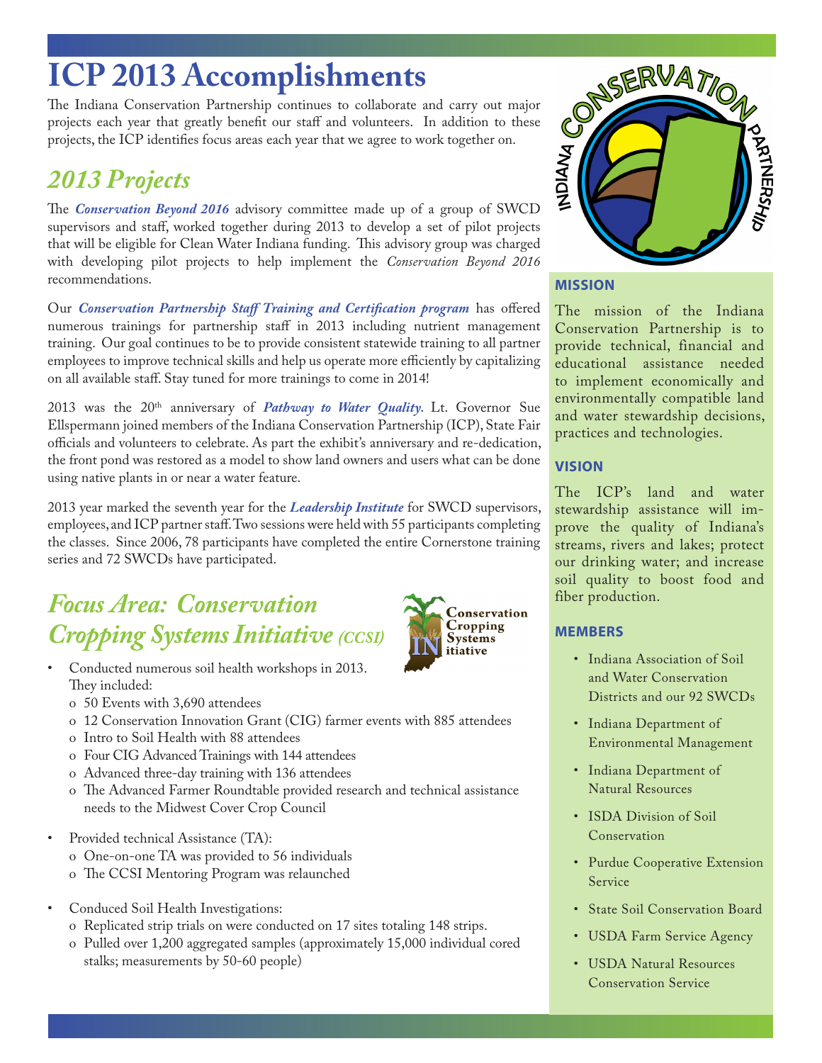# ICP 2013 Accomplishments

The Indiana Conservation Partnership continues to collaborate and carry out major projects each year that greatly benefit our staff and volunteers. In addition to these projects, the ICP identifies focus areas each year that we agree to work together on.

## *2013 Projects*

The ***Conservation Beyond 2016*** advisory committee made up of a group of SWCD supervisors and staff, worked together during 2013 to develop a set of pilot projects that will be eligible for Clean Water Indiana funding. This advisory group was charged with developing pilot projects to help implement the *Conservation Beyond 2016* recommendations.

Our ***Conservation Partnership Staff Training and Certification program*** has offered numerous trainings for partnership staff in 2013 including nutrient management training. Our goal continues to be to provide consistent statewide training to all partner employees to improve technical skills and help us operate more efficiently by capitalizing on all available staff. Stay tuned for more trainings to come in 2014!

2013 was the 20th anniversary of ***Pathway to Water Quality.*** Lt. Governor Sue Ellspermann joined members of the Indiana Conservation Partnership (ICP), State Fair officials and volunteers to celebrate. As part the exhibit's anniversary and re-dedication, the front pond was restored as a model to show land owners and users what can be done using native plants in or near a water feature.

2013 year marked the seventh year for the ***Leadership Institute*** for SWCD supervisors, employees, and ICP partner staff. Two sessions were held with 55 participants completing the classes. Since 2006, 78 participants have completed the entire Cornerstone training series and 72 SWCDs have participated.

## *Focus Area: Conservation Cropping Systems Initiative (CCSI)*

- Conducted numerous soil health workshops in 2013. They included:
  - o 50 Events with 3,690 attendees
  - o 12 Conservation Innovation Grant (CIG) farmer events with 885 attendees
  - o Intro to Soil Health with 88 attendees
  - o Four CIG Advanced Trainings with 144 attendees
  - o Advanced three-day training with 136 attendees
  - o The Advanced Farmer Roundtable provided research and technical assistance needs to the Midwest Cover Crop Council
- Provided technical Assistance (TA):
  - o One-on-one TA was provided to 56 individuals
  - o The CCSI Mentoring Program was relaunched
- Conduced Soil Health Investigations:
  - o Replicated strip trials on were conducted on 17 sites totaling 148 strips.
  - o Pulled over 1,200 aggregated samples (approximately 15,000 individual cored stalks; measurements by 50-60 people)

### MISSION

The mission of the Indiana Conservation Partnership is to provide technical, financial and educational assistance needed to implement economically and environmentally compatible land and water stewardship decisions, practices and technologies.

### VISION

The ICP's land and water stewardship assistance will improve the quality of Indiana's streams, rivers and lakes; protect our drinking water; and increase soil quality to boost food and fiber production.

### MEMBERS

- Indiana Association of Soil and Water Conservation Districts and our 92 SWCDs
- Indiana Department of Environmental Management
- Indiana Department of Natural Resources
- ISDA Division of Soil Conservation
- Purdue Cooperative Extension Service
- State Soil Conservation Board
- USDA Farm Service Agency
- USDA Natural Resources Conservation Service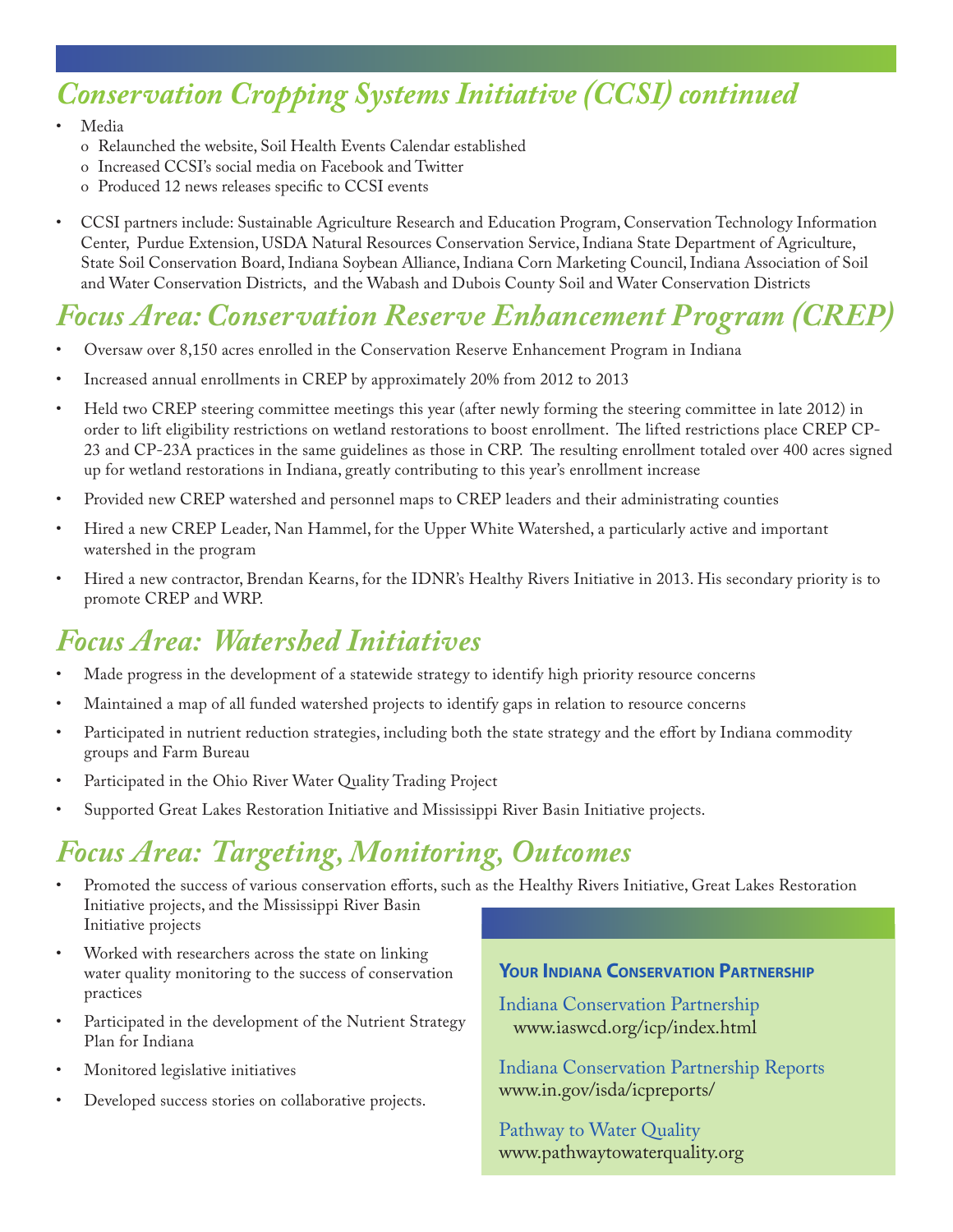## *Conservation Cropping Systems Initiative (CCSI) continued*

- Media
  - Relaunched the website, Soil Health Events Calendar established
  - Increased CCSI's social media on Facebook and Twitter
  - Produced 12 news releases specific to CCSI events
- CCSI partners include: Sustainable Agriculture Research and Education Program, Conservation Technology Information Center, Purdue Extension, USDA Natural Resources Conservation Service, Indiana State Department of Agriculture, State Soil Conservation Board, Indiana Soybean Alliance, Indiana Corn Marketing Council, Indiana Association of Soil and Water Conservation Districts, and the Wabash and Dubois County Soil and Water Conservation Districts

## *Focus Area: Conservation Reserve Enhancement Program (CREP)*

- Oversaw over 8,150 acres enrolled in the Conservation Reserve Enhancement Program in Indiana
- Increased annual enrollments in CREP by approximately 20% from 2012 to 2013
- Held two CREP steering committee meetings this year (after newly forming the steering committee in late 2012) in order to lift eligibility restrictions on wetland restorations to boost enrollment. The lifted restrictions place CREP CP-23 and CP-23A practices in the same guidelines as those in CRP. The resulting enrollment totaled over 400 acres signed up for wetland restorations in Indiana, greatly contributing to this year's enrollment increase
- Provided new CREP watershed and personnel maps to CREP leaders and their administrating counties
- Hired a new CREP Leader, Nan Hammel, for the Upper White Watershed, a particularly active and important watershed in the program
- Hired a new contractor, Brendan Kearns, for the IDNR's Healthy Rivers Initiative in 2013. His secondary priority is to promote CREP and WRP.

## *Focus Area: Watershed Initiatives*

- Made progress in the development of a statewide strategy to identify high priority resource concerns
- Maintained a map of all funded watershed projects to identify gaps in relation to resource concerns
- Participated in nutrient reduction strategies, including both the state strategy and the effort by Indiana commodity groups and Farm Bureau
- Participated in the Ohio River Water Quality Trading Project
- Supported Great Lakes Restoration Initiative and Mississippi River Basin Initiative projects.

## *Focus Area: Targeting, Monitoring, Outcomes*

- Promoted the success of various conservation efforts, such as the Healthy Rivers Initiative, Great Lakes Restoration Initiative projects, and the Mississippi River Basin Initiative projects
- Worked with researchers across the state on linking water quality monitoring to the success of conservation practices
- Participated in the development of the Nutrient Strategy Plan for Indiana
- Monitored legislative initiatives
- Developed success stories on collaborative projects.

**Your Indiana Conservation Partnership**

Indiana Conservation Partnership
www.iaswcd.org/icp/index.html

Indiana Conservation Partnership Reports
www.in.gov/isda/icpreports/

Pathway to Water Quality
www.pathwaytowaterquality.org